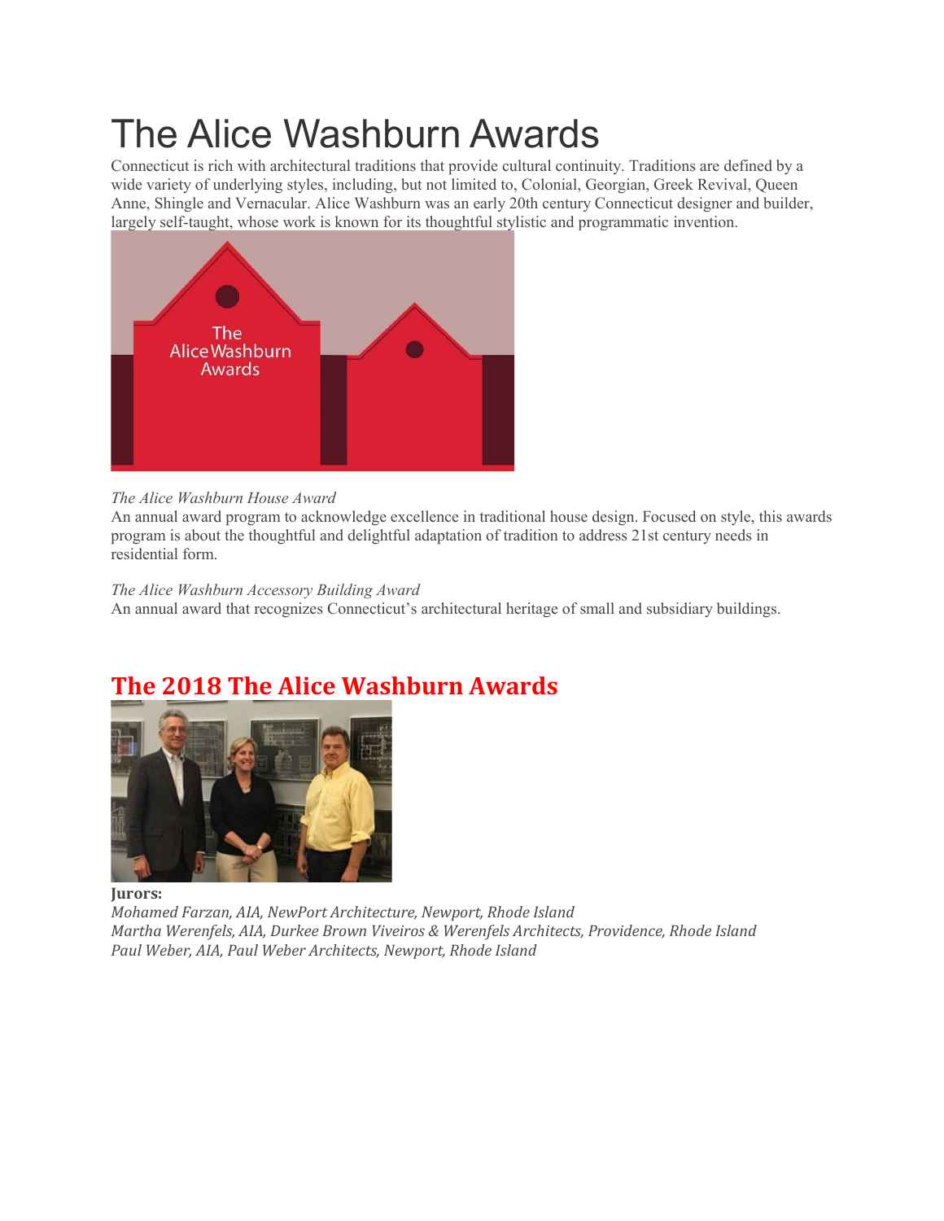# The Alice Washburn Awards

Connecticut is rich with architectural traditions that provide cultural continuity. Traditions are defined by a wide variety of underlying styles, including, but not limited to, Colonial, Georgian, Greek Revival, Queen Anne, Shingle and Vernacular. Alice Washburn was an early 20th century Connecticut designer and builder, largely self-taught, whose work is known for its thoughtful stylistic and programmatic invention.

*The Alice Washburn House Award*
An annual award program to acknowledge excellence in traditional house design. Focused on style, this awards program is about the thoughtful and delightful adaptation of tradition to address 21st century needs in residential form.

*The Alice Washburn Accessory Building Award*
An annual award that recognizes Connecticut's architectural heritage of small and subsidiary buildings.

## The 2018 The Alice Washburn Awards

**Jurors:**
*Mohamed Farzan, AIA, NewPort Architecture, Newport, Rhode Island*
*Martha Werenfels, AIA, Durkee Brown Viveiros & Werenfels Architects, Providence, Rhode Island*
*Paul Weber, AIA, Paul Weber Architects, Newport, Rhode Island*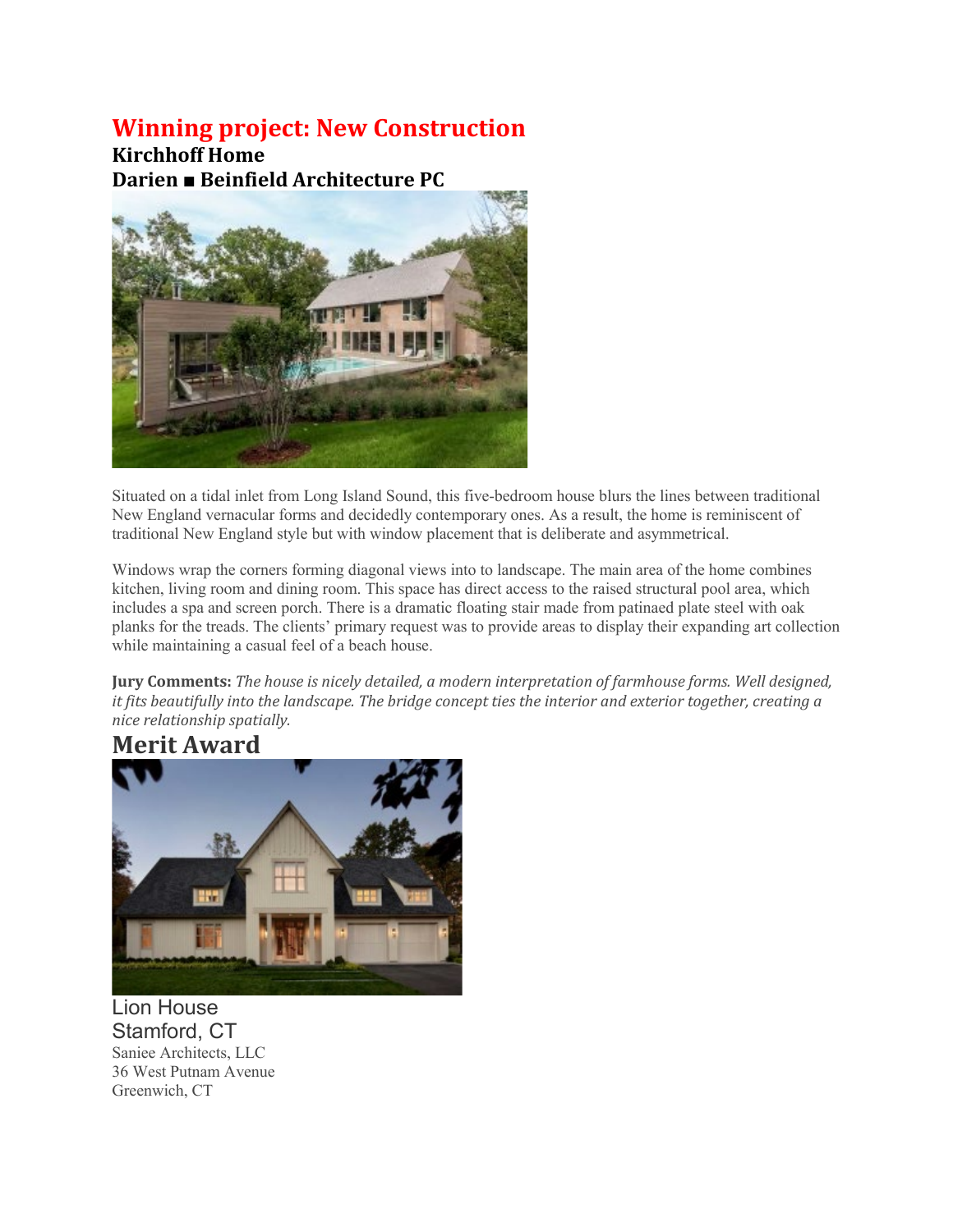# Winning project: New Construction

## Kirchhoff Home

## Darien ■ Beinfield Architecture PC

Situated on a tidal inlet from Long Island Sound, this five-bedroom house blurs the lines between traditional New England vernacular forms and decidedly contemporary ones. As a result, the home is reminiscent of traditional New England style but with window placement that is deliberate and asymmetrical.

Windows wrap the corners forming diagonal views into to landscape. The main area of the home combines kitchen, living room and dining room. This space has direct access to the raised structural pool area, which includes a spa and screen porch. There is a dramatic floating stair made from patinaed plate steel with oak planks for the treads. The clients' primary request was to provide areas to display their expanding art collection while maintaining a casual feel of a beach house.

**Jury Comments:** *The house is nicely detailed, a modern interpretation of farmhouse forms. Well designed, it fits beautifully into the landscape. The bridge concept ties the interior and exterior together, creating a nice relationship spatially.*

# Merit Award

Lion House
Stamford, CT
Saniee Architects, LLC
36 West Putnam Avenue
Greenwich, CT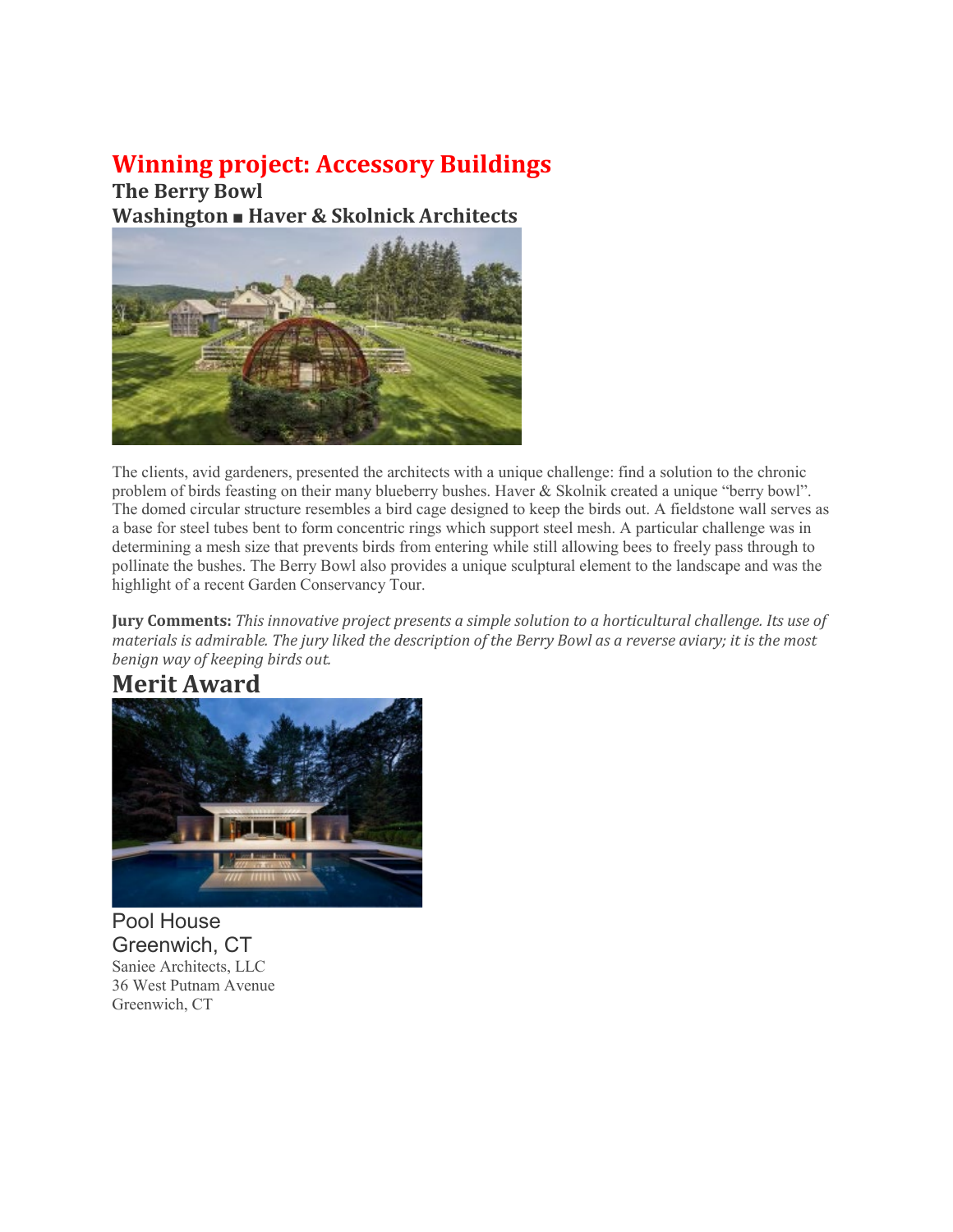## Winning project: Accessory Buildings

### The Berry Bowl

### Washington ■ Haver & Skolnick Architects

The clients, avid gardeners, presented the architects with a unique challenge: find a solution to the chronic problem of birds feasting on their many blueberry bushes. Haver & Skolnik created a unique "berry bowl". The domed circular structure resembles a bird cage designed to keep the birds out. A fieldstone wall serves as a base for steel tubes bent to form concentric rings which support steel mesh. A particular challenge was in determining a mesh size that prevents birds from entering while still allowing bees to freely pass through to pollinate the bushes. The Berry Bowl also provides a unique sculptural element to the landscape and was the highlight of a recent Garden Conservancy Tour.

**Jury Comments:** *This innovative project presents a simple solution to a horticultural challenge. Its use of materials is admirable. The jury liked the description of the Berry Bowl as a reverse aviary; it is the most benign way of keeping birds out.*

## Merit Award

Pool House
Greenwich, CT

Saniee Architects, LLC
36 West Putnam Avenue
Greenwich, CT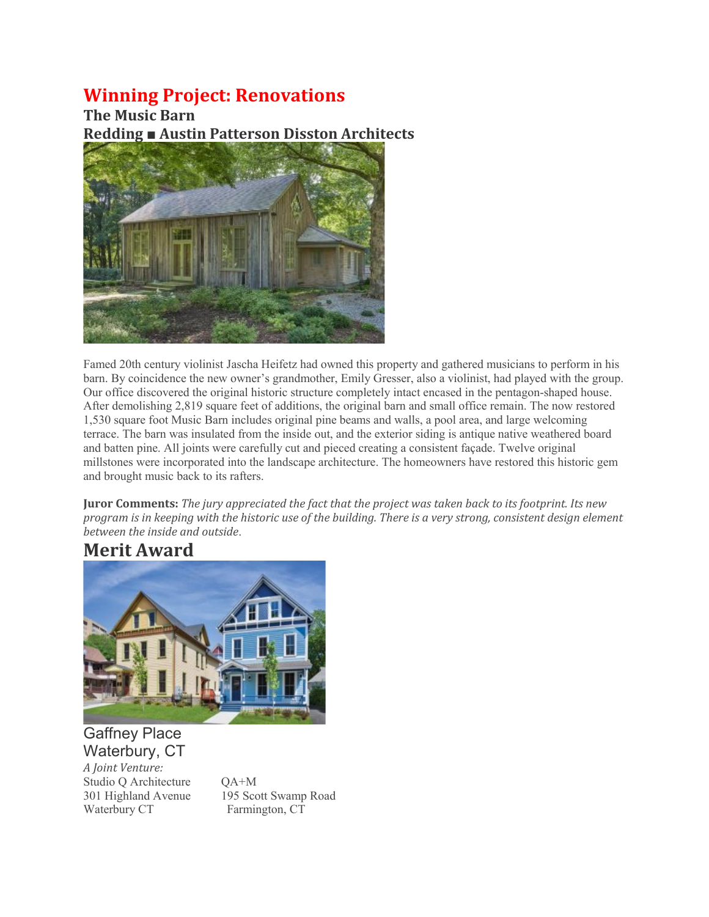# Winning Project: Renovations

## The Music Barn

## Redding ■ Austin Patterson Disston Architects

Famed 20th century violinist Jascha Heifetz had owned this property and gathered musicians to perform in his barn. By coincidence the new owner's grandmother, Emily Gresser, also a violinist, had played with the group. Our office discovered the original historic structure completely intact encased in the pentagon-shaped house. After demolishing 2,819 square feet of additions, the original barn and small office remain. The now restored 1,530 square foot Music Barn includes original pine beams and walls, a pool area, and large welcoming terrace. The barn was insulated from the inside out, and the exterior siding is antique native weathered board and batten pine. All joints were carefully cut and pieced creating a consistent façade. Twelve original millstones were incorporated into the landscape architecture. The homeowners have restored this historic gem and brought music back to its rafters.

**Juror Comments:** *The jury appreciated the fact that the project was taken back to its footprint. Its new program is in keeping with the historic use of the building. There is a very strong, consistent design element between the inside and outside.*

## Merit Award

Gaffney Place
Waterbury, CT

*A Joint Venture:*

Studio Q Architecture
301 Highland Avenue
Waterbury CT

QA+M
195 Scott Swamp Road
Farmington, CT